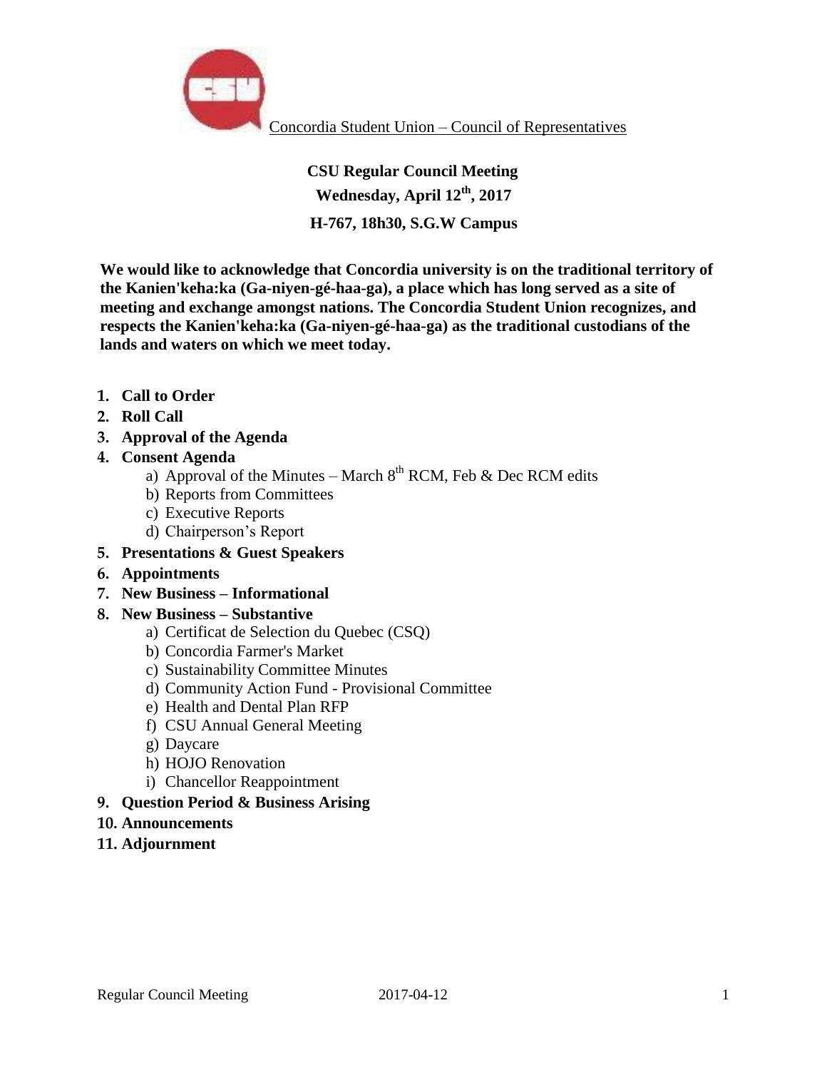Concordia Student Union – Council of Representatives

**CSU Regular Council Meeting**

**Wednesday, April 12th, 2017**

**H-767, 18h30, S.G.W Campus**

**We would like to acknowledge that Concordia university is on the traditional territory of the Kanien'keha:ka (Ga-niyen-gé-haa-ga), a place which has long served as a site of meeting and exchange amongst nations. The Concordia Student Union recognizes, and respects the Kanien'keha:ka (Ga-niyen-gé-haa-ga) as the traditional custodians of the lands and waters on which we meet today.**

1. **Call to Order**
2. **Roll Call**
3. **Approval of the Agenda**
4. **Consent Agenda**
   a) Approval of the Minutes – March 8th RCM, Feb & Dec RCM edits
   b) Reports from Committees
   c) Executive Reports
   d) Chairperson's Report
5. **Presentations & Guest Speakers**
6. **Appointments**
7. **New Business – Informational**
8. **New Business – Substantive**
   a) Certificat de Selection du Quebec (CSQ)
   b) Concordia Farmer's Market
   c) Sustainability Committee Minutes
   d) Community Action Fund - Provisional Committee
   e) Health and Dental Plan RFP
   f) CSU Annual General Meeting
   g) Daycare
   h) HOJO Renovation
   i) Chancellor Reappointment
9. **Question Period & Business Arising**
10. **Announcements**
11. **Adjournment**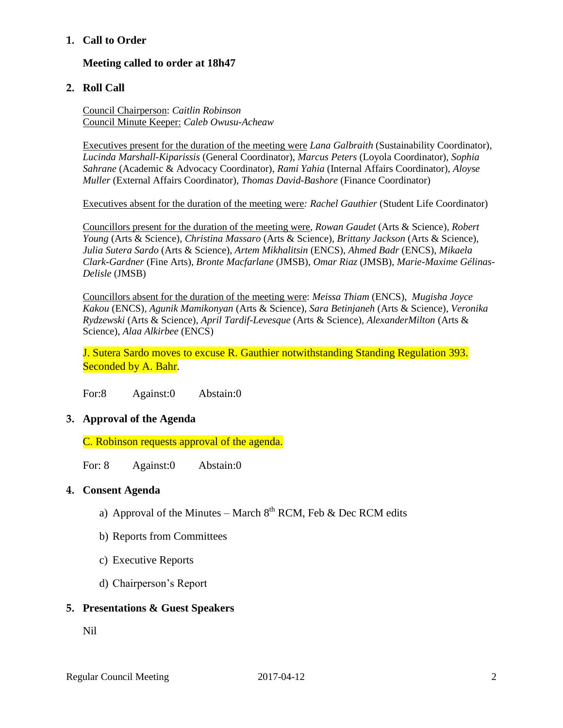## 1. Call to Order

**Meeting called to order at 18h47**

## 2. Roll Call

Council Chairperson: *Caitlin Robinson*
Council Minute Keeper: *Caleb Owusu-Acheaw*

Executives present for the duration of the meeting were *Lana Galbraith* (Sustainability Coordinator), *Lucinda Marshall-Kiparissis* (General Coordinator), *Marcus Peters* (Loyola Coordinator), *Sophia Sahrane* (Academic & Advocacy Coordinator), *Rami Yahia* (Internal Affairs Coordinator), *Aloyse Muller* (External Affairs Coordinator), *Thomas David-Bashore* (Finance Coordinator)

Executives absent for the duration of the meeting were*: Rachel Gauthier* (Student Life Coordinator)

Councillors present for the duration of the meeting were, *Rowan Gaudet* (Arts & Science), *Robert Young* (Arts & Science), *Christina Massaro* (Arts & Science), *Brittany Jackson* (Arts & Science), *Julia Sutera Sardo* (Arts & Science), *Artem Mikhalitsin* (ENCS), *Ahmed Badr* (ENCS), *Mikaela Clark-Gardner* (Fine Arts), *Bronte Macfarlane* (JMSB), *Omar Riaz* (JMSB), *Marie-Maxime Gélinas-Delisle* (JMSB)

Councillors absent for the duration of the meeting were: *Meissa Thiam* (ENCS), *Mugisha Joyce Kakou* (ENCS), *Agunik Mamikonyan* (Arts & Science), *Sara Betinjaneh* (Arts & Science), *Veronika Rydzewski* (Arts & Science), *April Tardif-Levesque* (Arts & Science), *AlexanderMilton* (Arts & Science), *Alaa Alkirbee* (ENCS)

J. Sutera Sardo moves to excuse R. Gauthier notwithstanding Standing Regulation 393. Seconded by A. Bahr.

For:8 Against:0 Abstain:0

## 3. Approval of the Agenda

C. Robinson requests approval of the agenda.

For: 8 Against:0 Abstain:0

## 4. Consent Agenda

a) Approval of the Minutes – March 8th RCM, Feb & Dec RCM edits

b) Reports from Committees

c) Executive Reports

d) Chairperson's Report

## 5. Presentations & Guest Speakers

Nil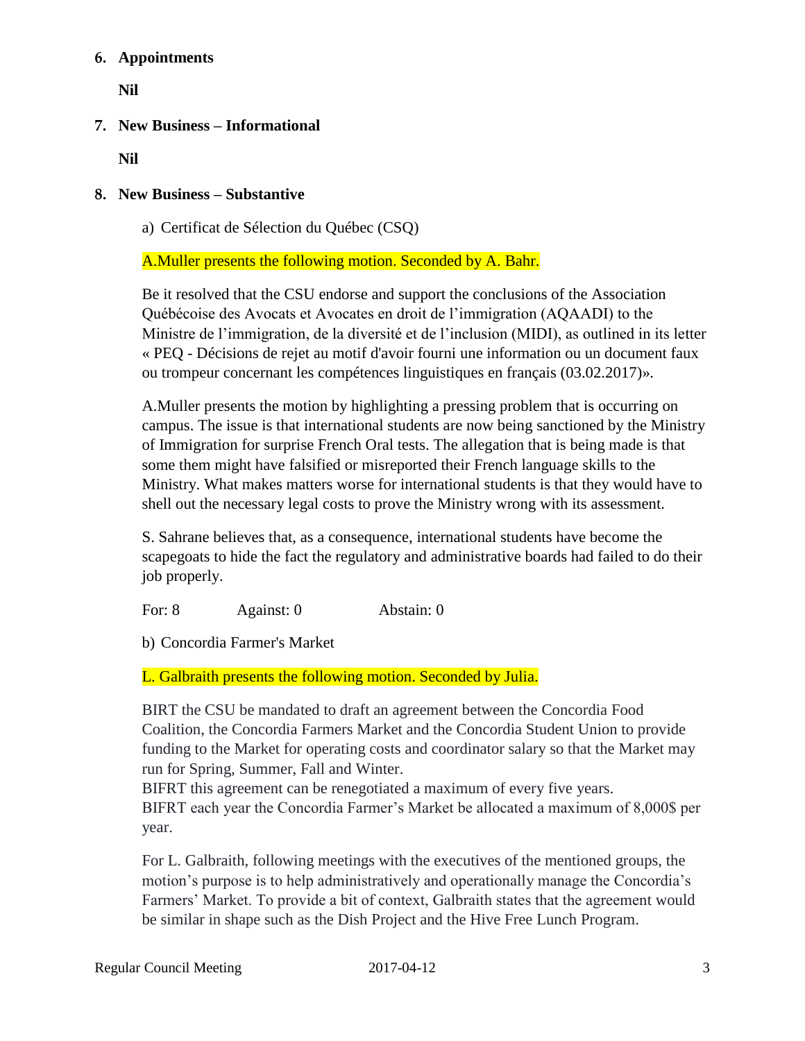## 6. Appointments

**Nil**

## 7. New Business – Informational

**Nil**

## 8. New Business – Substantive

a) Certificat de Sélection du Québec (CSQ)

A.Muller presents the following motion. Seconded by A. Bahr.

Be it resolved that the CSU endorse and support the conclusions of the Association Québécoise des Avocats et Avocates en droit de l'immigration (AQAADI) to the Ministre de l'immigration, de la diversité et de l'inclusion (MIDI), as outlined in its letter « PEQ - Décisions de rejet au motif d'avoir fourni une information ou un document faux ou trompeur concernant les compétences linguistiques en français (03.02.2017)».

A.Muller presents the motion by highlighting a pressing problem that is occurring on campus. The issue is that international students are now being sanctioned by the Ministry of Immigration for surprise French Oral tests. The allegation that is being made is that some them might have falsified or misreported their French language skills to the Ministry. What makes matters worse for international students is that they would have to shell out the necessary legal costs to prove the Ministry wrong with its assessment.

S. Sahrane believes that, as a consequence, international students have become the scapegoats to hide the fact the regulatory and administrative boards had failed to do their job properly.

For: 8 Against: 0 Abstain: 0

b) Concordia Farmer's Market

L. Galbraith presents the following motion. Seconded by Julia.

BIRT the CSU be mandated to draft an agreement between the Concordia Food Coalition, the Concordia Farmers Market and the Concordia Student Union to provide funding to the Market for operating costs and coordinator salary so that the Market may run for Spring, Summer, Fall and Winter.
BIFRT this agreement can be renegotiated a maximum of every five years.
BIFRT each year the Concordia Farmer's Market be allocated a maximum of 8,000$ per year.

For L. Galbraith, following meetings with the executives of the mentioned groups, the motion's purpose is to help administratively and operationally manage the Concordia's Farmers' Market. To provide a bit of context, Galbraith states that the agreement would be similar in shape such as the Dish Project and the Hive Free Lunch Program.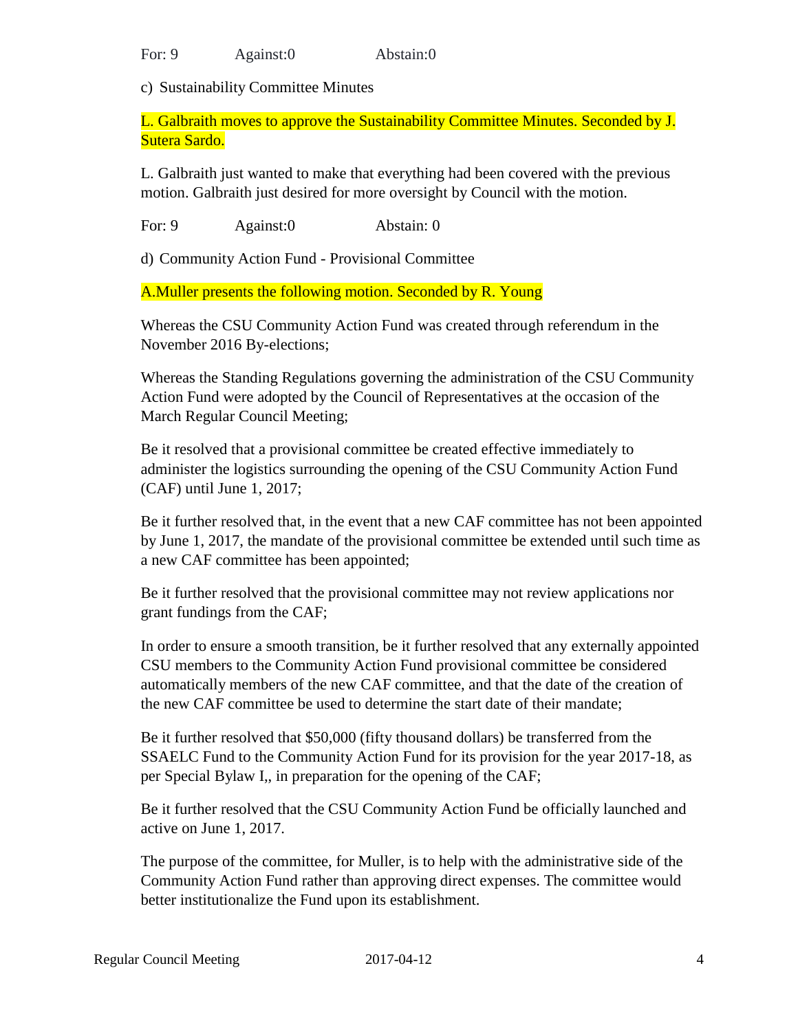For: 9 Against:0 Abstain:0

c) Sustainability Committee Minutes

L. Galbraith moves to approve the Sustainability Committee Minutes. Seconded by J. Sutera Sardo.

L. Galbraith just wanted to make that everything had been covered with the previous motion. Galbraith just desired for more oversight by Council with the motion.

For: 9 Against:0 Abstain: 0

d) Community Action Fund - Provisional Committee

A.Muller presents the following motion. Seconded by R. Young

Whereas the CSU Community Action Fund was created through referendum in the November 2016 By-elections;

Whereas the Standing Regulations governing the administration of the CSU Community Action Fund were adopted by the Council of Representatives at the occasion of the March Regular Council Meeting;

Be it resolved that a provisional committee be created effective immediately to administer the logistics surrounding the opening of the CSU Community Action Fund (CAF) until June 1, 2017;

Be it further resolved that, in the event that a new CAF committee has not been appointed by June 1, 2017, the mandate of the provisional committee be extended until such time as a new CAF committee has been appointed;

Be it further resolved that the provisional committee may not review applications nor grant fundings from the CAF;

In order to ensure a smooth transition, be it further resolved that any externally appointed CSU members to the Community Action Fund provisional committee be considered automatically members of the new CAF committee, and that the date of the creation of the new CAF committee be used to determine the start date of their mandate;

Be it further resolved that $50,000 (fifty thousand dollars) be transferred from the SSAELC Fund to the Community Action Fund for its provision for the year 2017-18, as per Special Bylaw I,, in preparation for the opening of the CAF;

Be it further resolved that the CSU Community Action Fund be officially launched and active on June 1, 2017.

The purpose of the committee, for Muller, is to help with the administrative side of the Community Action Fund rather than approving direct expenses. The committee would better institutionalize the Fund upon its establishment.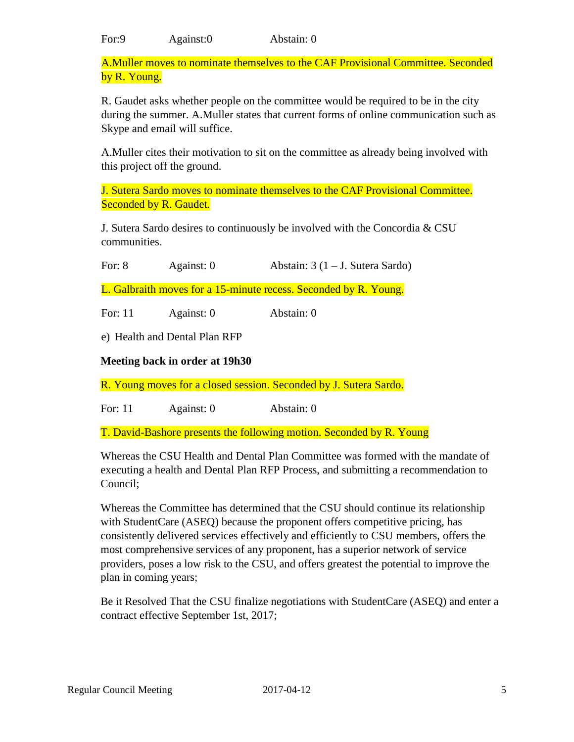For:9 Against:0 Abstain: 0

A.Muller moves to nominate themselves to the CAF Provisional Committee. Seconded by R. Young.

R. Gaudet asks whether people on the committee would be required to be in the city during the summer. A.Muller states that current forms of online communication such as Skype and email will suffice.

A.Muller cites their motivation to sit on the committee as already being involved with this project off the ground.

J. Sutera Sardo moves to nominate themselves to the CAF Provisional Committee. Seconded by R. Gaudet.

J. Sutera Sardo desires to continuously be involved with the Concordia & CSU communities.

For: 8 Against: 0 Abstain: 3 (1 – J. Sutera Sardo)

L. Galbraith moves for a 15-minute recess. Seconded by R. Young.

For: 11 Against: 0 Abstain: 0

e) Health and Dental Plan RFP

**Meeting back in order at 19h30**

R. Young moves for a closed session. Seconded by J. Sutera Sardo.

For: 11 Against: 0 Abstain: 0

T. David-Bashore presents the following motion. Seconded by R. Young

Whereas the CSU Health and Dental Plan Committee was formed with the mandate of executing a health and Dental Plan RFP Process, and submitting a recommendation to Council;

Whereas the Committee has determined that the CSU should continue its relationship with StudentCare (ASEQ) because the proponent offers competitive pricing, has consistently delivered services effectively and efficiently to CSU members, offers the most comprehensive services of any proponent, has a superior network of service providers, poses a low risk to the CSU, and offers greatest the potential to improve the plan in coming years;

Be it Resolved That the CSU finalize negotiations with StudentCare (ASEQ) and enter a contract effective September 1st, 2017;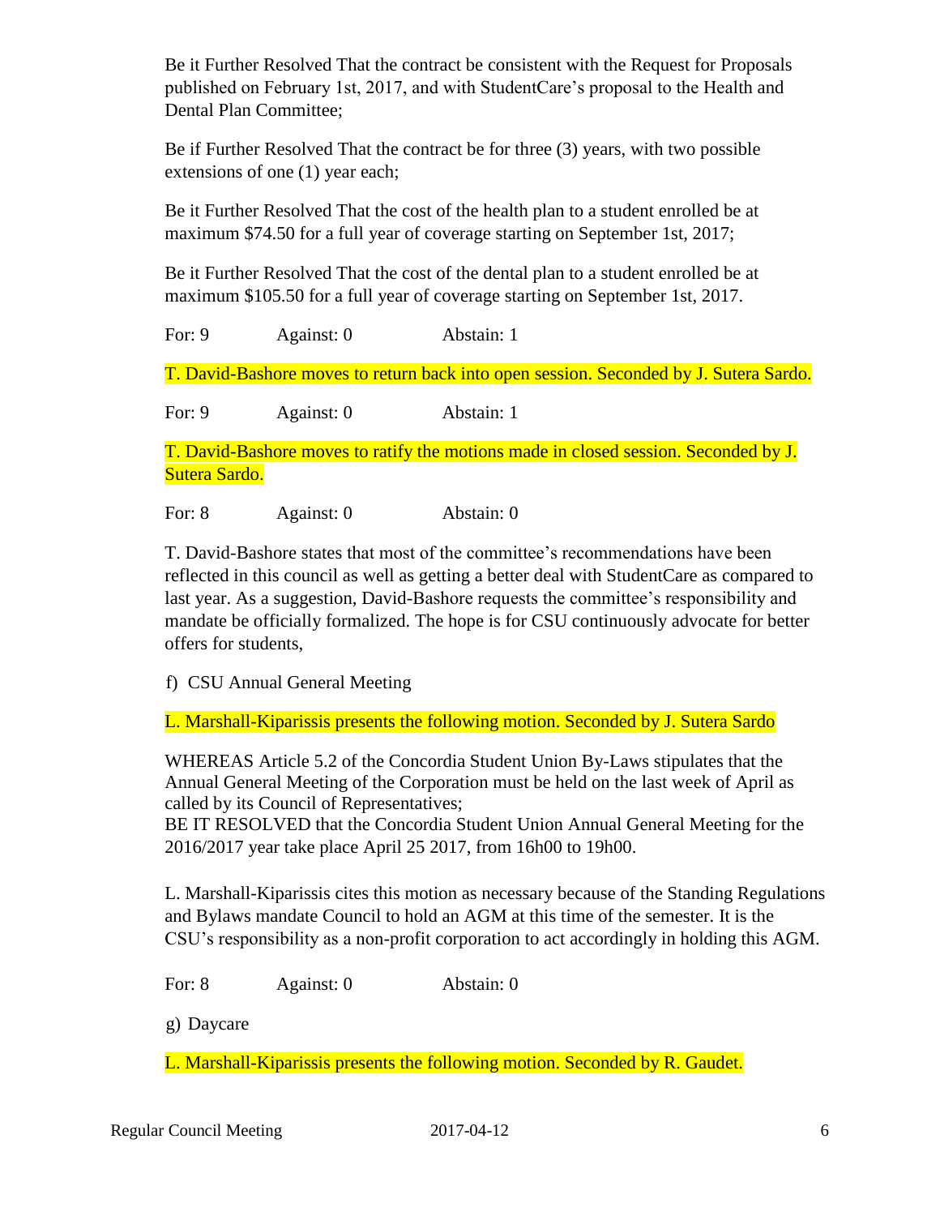Be it Further Resolved That the contract be consistent with the Request for Proposals published on February 1st, 2017, and with StudentCare's proposal to the Health and Dental Plan Committee;

Be if Further Resolved That the contract be for three (3) years, with two possible extensions of one (1) year each;

Be it Further Resolved That the cost of the health plan to a student enrolled be at maximum $74.50 for a full year of coverage starting on September 1st, 2017;

Be it Further Resolved That the cost of the dental plan to a student enrolled be at maximum $105.50 for a full year of coverage starting on September 1st, 2017.

For: 9 Against: 0 Abstain: 1

T. David-Bashore moves to return back into open session. Seconded by J. Sutera Sardo.

For: 9 Against: 0 Abstain: 1

T. David-Bashore moves to ratify the motions made in closed session. Seconded by J. Sutera Sardo.

For: 8 Against: 0 Abstain: 0

T. David-Bashore states that most of the committee's recommendations have been reflected in this council as well as getting a better deal with StudentCare as compared to last year. As a suggestion, David-Bashore requests the committee's responsibility and mandate be officially formalized. The hope is for CSU continuously advocate for better offers for students,

f) CSU Annual General Meeting

L. Marshall-Kiparissis presents the following motion. Seconded by J. Sutera Sardo

WHEREAS Article 5.2 of the Concordia Student Union By-Laws stipulates that the Annual General Meeting of the Corporation must be held on the last week of April as called by its Council of Representatives;
BE IT RESOLVED that the Concordia Student Union Annual General Meeting for the 2016/2017 year take place April 25 2017, from 16h00 to 19h00.

L. Marshall-Kiparissis cites this motion as necessary because of the Standing Regulations and Bylaws mandate Council to hold an AGM at this time of the semester. It is the CSU's responsibility as a non-profit corporation to act accordingly in holding this AGM.

For: 8 Against: 0 Abstain: 0

g) Daycare

L. Marshall-Kiparissis presents the following motion. Seconded by R. Gaudet.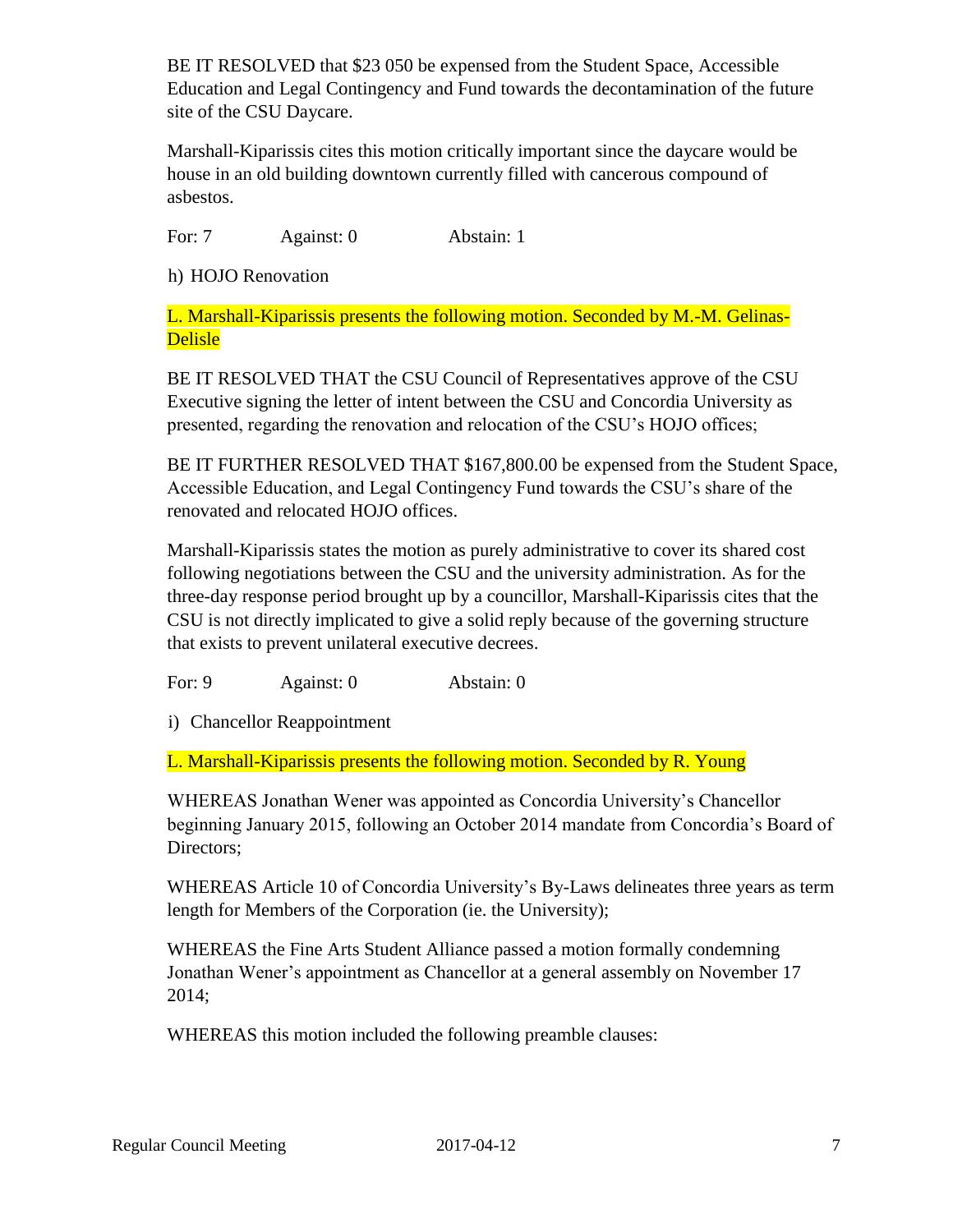BE IT RESOLVED that $23 050 be expensed from the Student Space, Accessible Education and Legal Contingency and Fund towards the decontamination of the future site of the CSU Daycare.

Marshall-Kiparissis cites this motion critically important since the daycare would be house in an old building downtown currently filled with cancerous compound of asbestos.

For: 7 Against: 0 Abstain: 1

h) HOJO Renovation

L. Marshall-Kiparissis presents the following motion. Seconded by M.-M. Gelinas-Delisle

BE IT RESOLVED THAT the CSU Council of Representatives approve of the CSU Executive signing the letter of intent between the CSU and Concordia University as presented, regarding the renovation and relocation of the CSU's HOJO offices;

BE IT FURTHER RESOLVED THAT $167,800.00 be expensed from the Student Space, Accessible Education, and Legal Contingency Fund towards the CSU's share of the renovated and relocated HOJO offices.

Marshall-Kiparissis states the motion as purely administrative to cover its shared cost following negotiations between the CSU and the university administration. As for the three-day response period brought up by a councillor, Marshall-Kiparissis cites that the CSU is not directly implicated to give a solid reply because of the governing structure that exists to prevent unilateral executive decrees.

For: 9 Against: 0 Abstain: 0

i) Chancellor Reappointment

L. Marshall-Kiparissis presents the following motion. Seconded by R. Young

WHEREAS Jonathan Wener was appointed as Concordia University's Chancellor beginning January 2015, following an October 2014 mandate from Concordia's Board of Directors;

WHEREAS Article 10 of Concordia University's By-Laws delineates three years as term length for Members of the Corporation (ie. the University);

WHEREAS the Fine Arts Student Alliance passed a motion formally condemning Jonathan Wener's appointment as Chancellor at a general assembly on November 17 2014;

WHEREAS this motion included the following preamble clauses: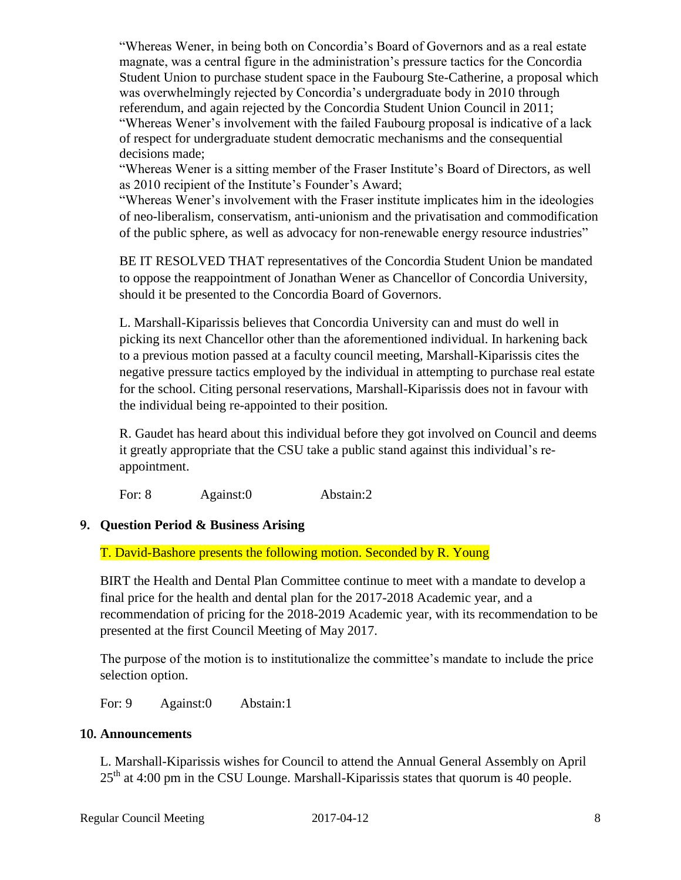"Whereas Wener, in being both on Concordia's Board of Governors and as a real estate magnate, was a central figure in the administration's pressure tactics for the Concordia Student Union to purchase student space in the Faubourg Ste-Catherine, a proposal which was overwhelmingly rejected by Concordia's undergraduate body in 2010 through referendum, and again rejected by the Concordia Student Union Council in 2011;
"Whereas Wener's involvement with the failed Faubourg proposal is indicative of a lack of respect for undergraduate student democratic mechanisms and the consequential decisions made;
"Whereas Wener is a sitting member of the Fraser Institute's Board of Directors, as well as 2010 recipient of the Institute's Founder's Award;
"Whereas Wener's involvement with the Fraser institute implicates him in the ideologies of neo-liberalism, conservatism, anti-unionism and the privatisation and commodification of the public sphere, as well as advocacy for non-renewable energy resource industries"

BE IT RESOLVED THAT representatives of the Concordia Student Union be mandated to oppose the reappointment of Jonathan Wener as Chancellor of Concordia University, should it be presented to the Concordia Board of Governors.

L. Marshall-Kiparissis believes that Concordia University can and must do well in picking its next Chancellor other than the aforementioned individual. In harkening back to a previous motion passed at a faculty council meeting, Marshall-Kiparissis cites the negative pressure tactics employed by the individual in attempting to purchase real estate for the school. Citing personal reservations, Marshall-Kiparissis does not in favour with the individual being re-appointed to their position.

R. Gaudet has heard about this individual before they got involved on Council and deems it greatly appropriate that the CSU take a public stand against this individual's re-appointment.

For: 8 Against:0 Abstain:2

## 9. Question Period & Business Arising

T. David-Bashore presents the following motion. Seconded by R. Young

BIRT the Health and Dental Plan Committee continue to meet with a mandate to develop a final price for the health and dental plan for the 2017-2018 Academic year, and a recommendation of pricing for the 2018-2019 Academic year, with its recommendation to be presented at the first Council Meeting of May 2017.

The purpose of the motion is to institutionalize the committee's mandate to include the price selection option.

For: 9 Against:0 Abstain:1

## 10. Announcements

L. Marshall-Kiparissis wishes for Council to attend the Annual General Assembly on April 25th at 4:00 pm in the CSU Lounge. Marshall-Kiparissis states that quorum is 40 people.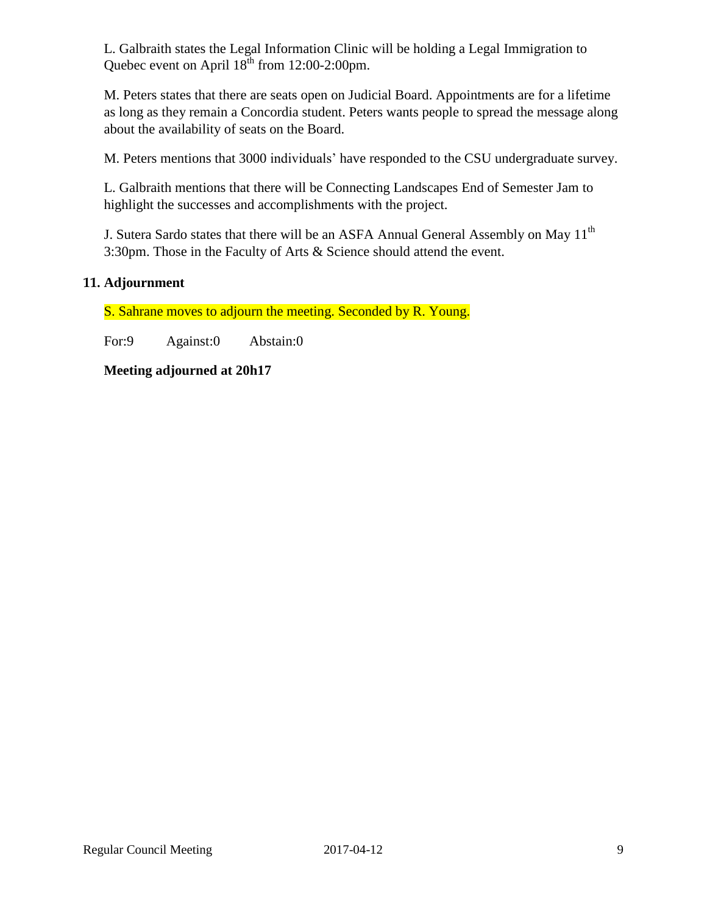L. Galbraith states the Legal Information Clinic will be holding a Legal Immigration to Quebec event on April 18th from 12:00-2:00pm.

M. Peters states that there are seats open on Judicial Board. Appointments are for a lifetime as long as they remain a Concordia student. Peters wants people to spread the message along about the availability of seats on the Board.

M. Peters mentions that 3000 individuals' have responded to the CSU undergraduate survey.

L. Galbraith mentions that there will be Connecting Landscapes End of Semester Jam to highlight the successes and accomplishments with the project.

J. Sutera Sardo states that there will be an ASFA Annual General Assembly on May 11th 3:30pm. Those in the Faculty of Arts & Science should attend the event.

## 11. Adjournment

S. Sahrane moves to adjourn the meeting. Seconded by R. Young.

For:9 Against:0 Abstain:0

**Meeting adjourned at 20h17**